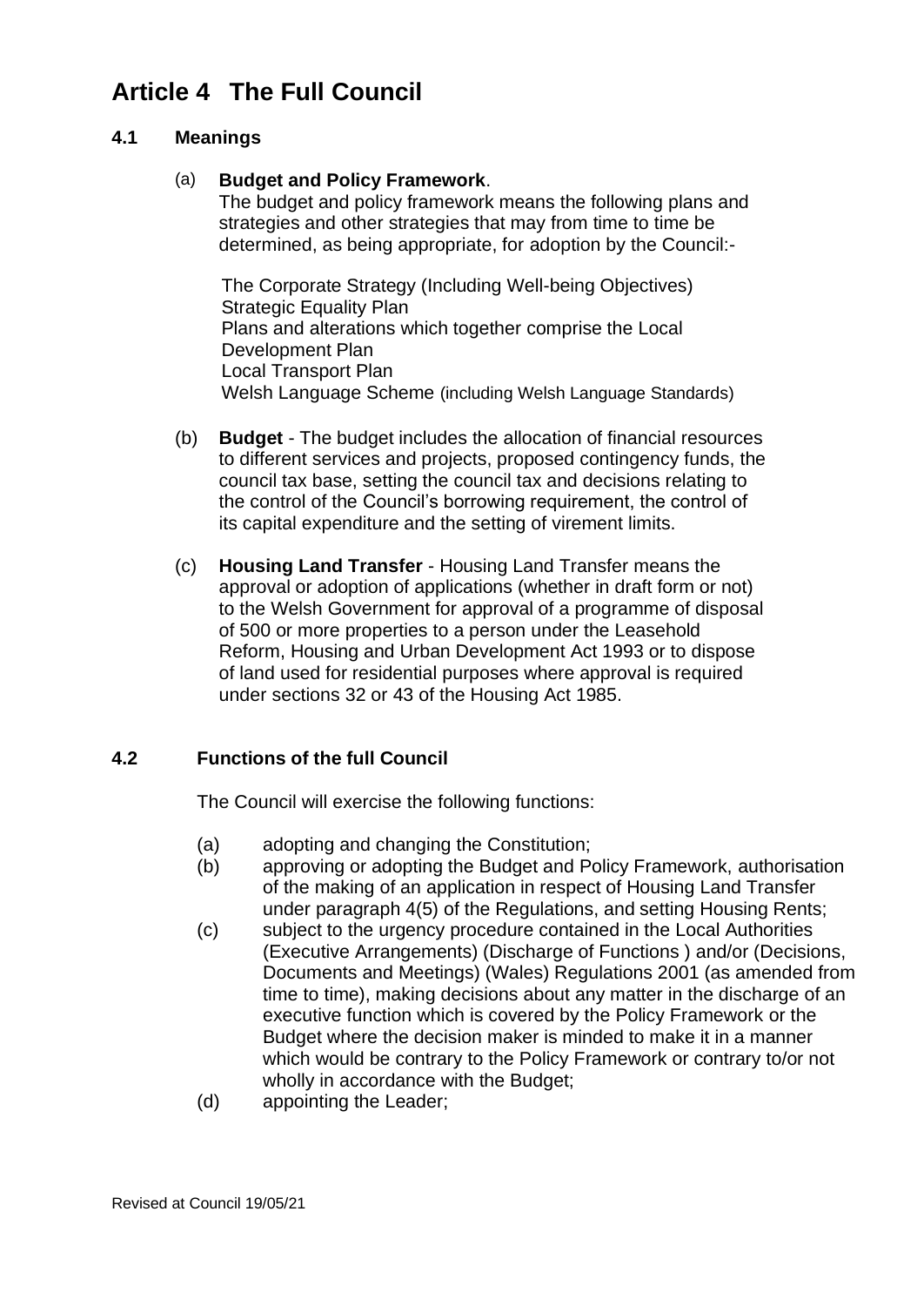# Article 4 The Full Council

## 4.1 Meanings

(a) **Budget and Policy Framework**.

The budget and policy framework means the following plans and strategies and other strategies that may from time to time be determined, as being appropriate, for adoption by the Council:-

The Corporate Strategy (Including Well-being Objectives)
Strategic Equality Plan
Plans and alterations which together comprise the Local Development Plan
Local Transport Plan
Welsh Language Scheme (including Welsh Language Standards)

(b) **Budget** - The budget includes the allocation of financial resources to different services and projects, proposed contingency funds, the council tax base, setting the council tax and decisions relating to the control of the Council's borrowing requirement, the control of its capital expenditure and the setting of virement limits.

(c) **Housing Land Transfer** - Housing Land Transfer means the approval or adoption of applications (whether in draft form or not) to the Welsh Government for approval of a programme of disposal of 500 or more properties to a person under the Leasehold Reform, Housing and Urban Development Act 1993 or to dispose of land used for residential purposes where approval is required under sections 32 or 43 of the Housing Act 1985.

## 4.2 Functions of the full Council

The Council will exercise the following functions:

(a) adopting and changing the Constitution;

(b) approving or adopting the Budget and Policy Framework, authorisation of the making of an application in respect of Housing Land Transfer under paragraph 4(5) of the Regulations, and setting Housing Rents;

(c) subject to the urgency procedure contained in the Local Authorities (Executive Arrangements) (Discharge of Functions ) and/or (Decisions, Documents and Meetings) (Wales) Regulations 2001 (as amended from time to time), making decisions about any matter in the discharge of an executive function which is covered by the Policy Framework or the Budget where the decision maker is minded to make it in a manner which would be contrary to the Policy Framework or contrary to/or not wholly in accordance with the Budget;

(d) appointing the Leader;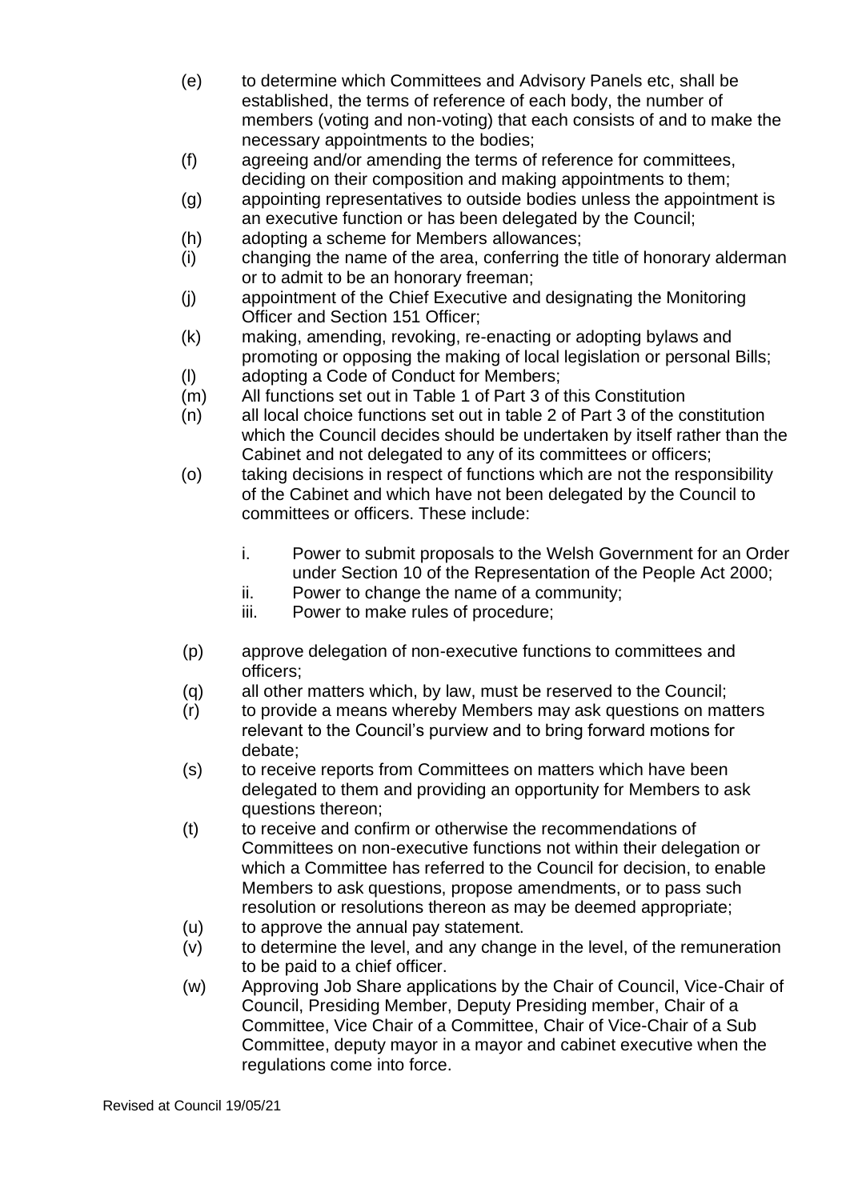- (e) to determine which Committees and Advisory Panels etc, shall be established, the terms of reference of each body, the number of members (voting and non-voting) that each consists of and to make the necessary appointments to the bodies;
- (f) agreeing and/or amending the terms of reference for committees, deciding on their composition and making appointments to them;
- (g) appointing representatives to outside bodies unless the appointment is an executive function or has been delegated by the Council;
- (h) adopting a scheme for Members allowances;
- (i) changing the name of the area, conferring the title of honorary alderman or to admit to be an honorary freeman;
- (j) appointment of the Chief Executive and designating the Monitoring Officer and Section 151 Officer;
- (k) making, amending, revoking, re-enacting or adopting bylaws and promoting or opposing the making of local legislation or personal Bills;
- (l) adopting a Code of Conduct for Members;
- (m) All functions set out in Table 1 of Part 3 of this Constitution
- (n) all local choice functions set out in table 2 of Part 3 of the constitution which the Council decides should be undertaken by itself rather than the Cabinet and not delegated to any of its committees or officers;
- (o) taking decisions in respect of functions which are not the responsibility of the Cabinet and which have not been delegated by the Council to committees or officers. These include:

    - i. Power to submit proposals to the Welsh Government for an Order under Section 10 of the Representation of the People Act 2000;
    - ii. Power to change the name of a community;
    - iii. Power to make rules of procedure;

- (p) approve delegation of non-executive functions to committees and officers;
- (q) all other matters which, by law, must be reserved to the Council;
- (r) to provide a means whereby Members may ask questions on matters relevant to the Council's purview and to bring forward motions for debate;
- (s) to receive reports from Committees on matters which have been delegated to them and providing an opportunity for Members to ask questions thereon;
- (t) to receive and confirm or otherwise the recommendations of Committees on non-executive functions not within their delegation or which a Committee has referred to the Council for decision, to enable Members to ask questions, propose amendments, or to pass such resolution or resolutions thereon as may be deemed appropriate;
- (u) to approve the annual pay statement.
- (v) to determine the level, and any change in the level, of the remuneration to be paid to a chief officer.
- (w) Approving Job Share applications by the Chair of Council, Vice-Chair of Council, Presiding Member, Deputy Presiding member, Chair of a Committee, Vice Chair of a Committee, Chair of Vice-Chair of a Sub Committee, deputy mayor in a mayor and cabinet executive when the regulations come into force.

Revised at Council 19/05/21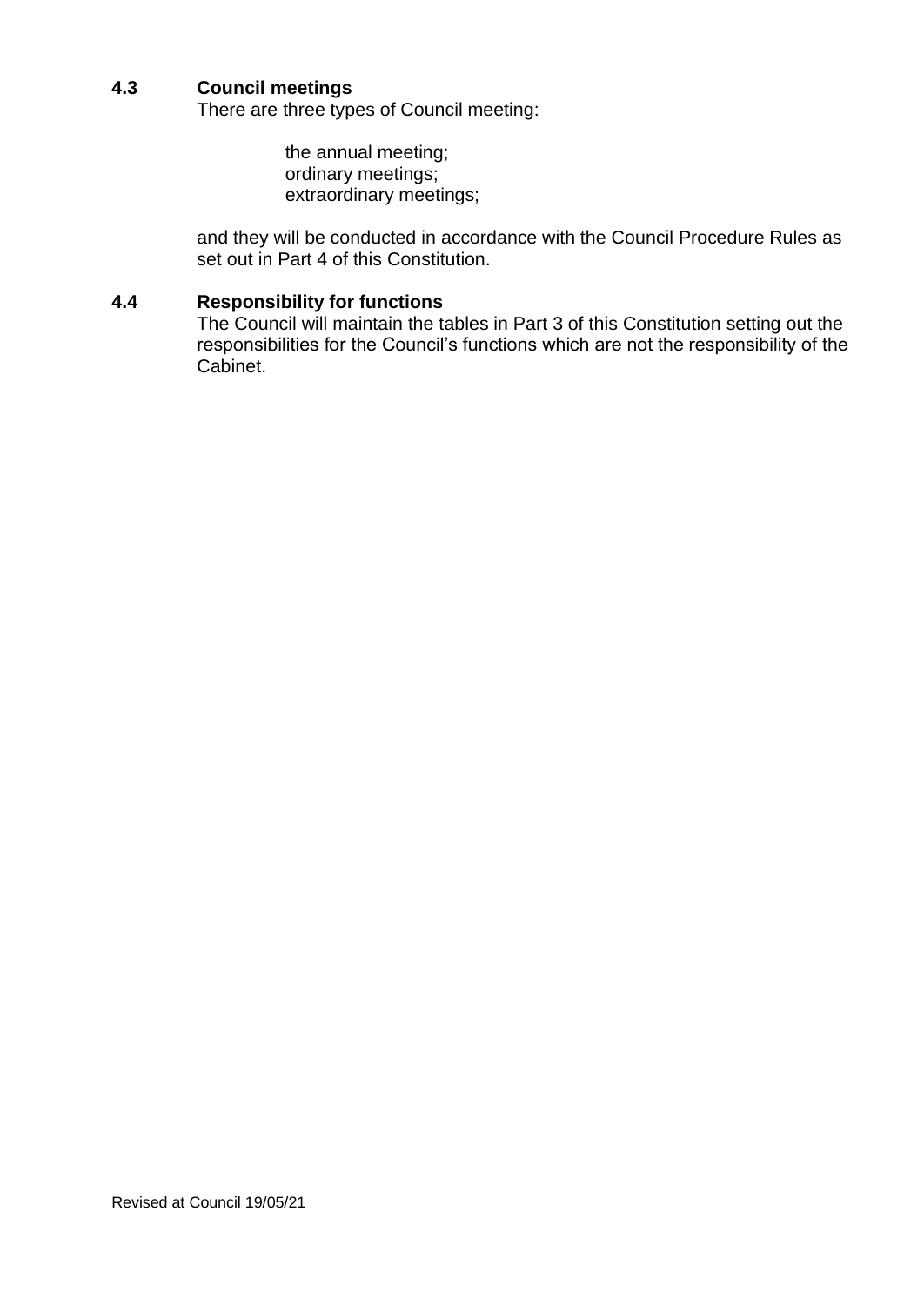### 4.3 Council meetings

There are three types of Council meeting:

- the annual meeting;
- ordinary meetings;
- extraordinary meetings;

and they will be conducted in accordance with the Council Procedure Rules as set out in Part 4 of this Constitution.

### 4.4 Responsibility for functions

The Council will maintain the tables in Part 3 of this Constitution setting out the responsibilities for the Council's functions which are not the responsibility of the Cabinet.

Revised at Council 19/05/21